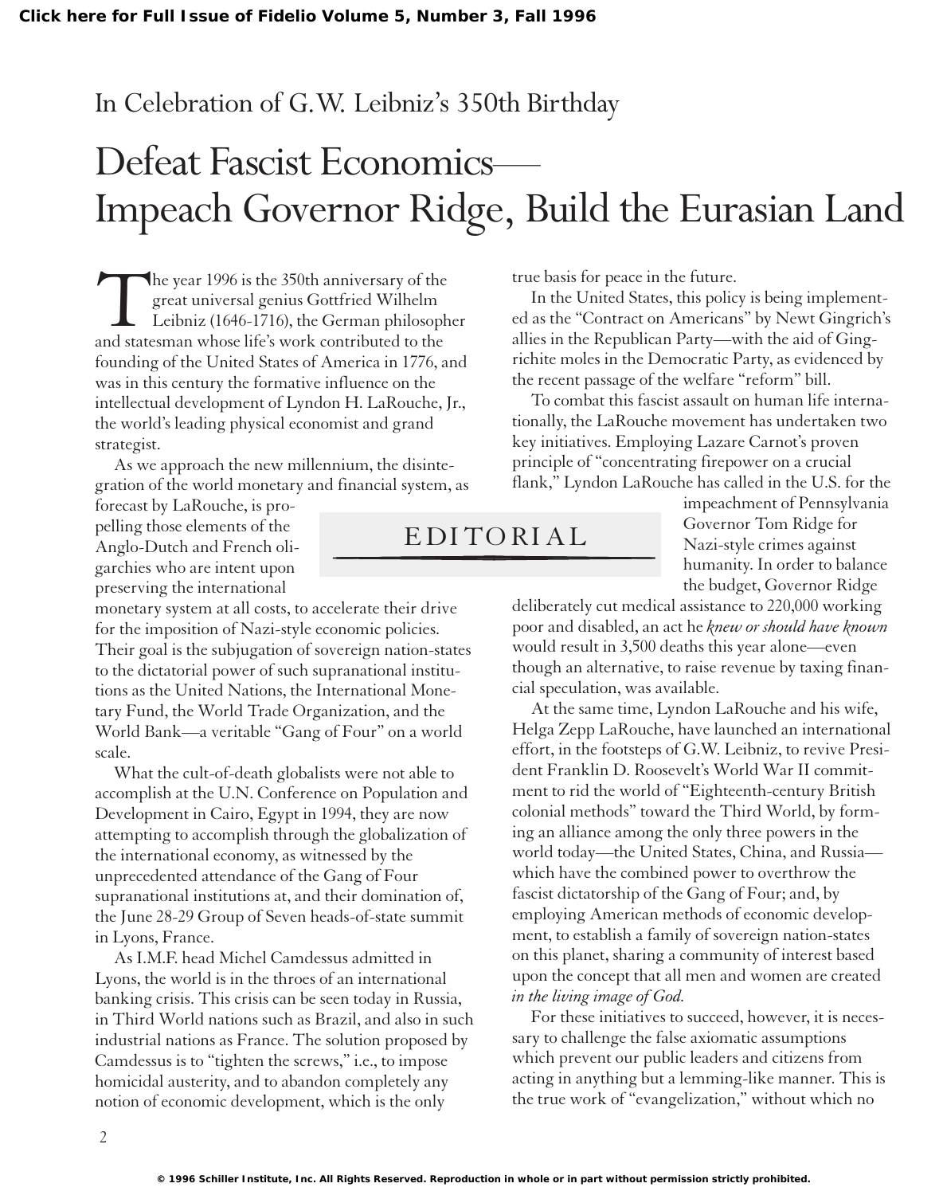In Celebration of G.W. Leibniz's 350th Birthday

# Defeat Fascist Economics— Impeach Governor Ridge, Build the Eurasian Land

EDITORIAL

The year 1996 is the 350th anniversary of the great universal genius Gottfried Wilhelm Leibniz (1646-1716), the German philosopher and statesman whose life's work contributed to the founding of the United States of America in 1776, and was in this century the formative influence on the intellectual development of Lyndon H. LaRouche, Jr., the world's leading physical economist and grand strategist.

As we approach the new millennium, the disintegration of the world monetary and financial system, as forecast by LaRouche, is propelling those elements of the Anglo-Dutch and French oligarchies who are intent upon preserving the international monetary system at all costs, to accelerate their drive for the imposition of Nazi-style economic policies. Their goal is the subjugation of sovereign nation-states to the dictatorial power of such supranational institutions as the United Nations, the International Monetary Fund, the World Trade Organization, and the World Bank—a veritable "Gang of Four" on a world scale.

What the cult-of-death globalists were not able to accomplish at the U.N. Conference on Population and Development in Cairo, Egypt in 1994, they are now attempting to accomplish through the globalization of the international economy, as witnessed by the unprecedented attendance of the Gang of Four supranational institutions at, and their domination of, the June 28-29 Group of Seven heads-of-state summit in Lyons, France.

As I.M.F. head Michel Camdessus admitted in Lyons, the world is in the throes of an international banking crisis. This crisis can be seen today in Russia, in Third World nations such as Brazil, and also in such industrial nations as France. The solution proposed by Camdessus is to "tighten the screws," i.e., to impose homicidal austerity, and to abandon completely any notion of economic development, which is the only true basis for peace in the future.

In the United States, this policy is being implemented as the "Contract on Americans" by Newt Gingrich's allies in the Republican Party—with the aid of Gingrichite moles in the Democratic Party, as evidenced by the recent passage of the welfare "reform" bill.

To combat this fascist assault on human life internationally, the LaRouche movement has undertaken two key initiatives. Employing Lazare Carnot's proven principle of "concentrating firepower on a crucial flank," Lyndon LaRouche has called in the U.S. for the impeachment of Pennsylvania Governor Tom Ridge for Nazi-style crimes against humanity. In order to balance the budget, Governor Ridge deliberately cut medical assistance to 220,000 working poor and disabled, an act he *knew or should have known* would result in 3,500 deaths this year alone—even though an alternative, to raise revenue by taxing financial speculation, was available.

At the same time, Lyndon LaRouche and his wife, Helga Zepp LaRouche, have launched an international effort, in the footsteps of G.W. Leibniz, to revive President Franklin D. Roosevelt's World War II commitment to rid the world of "Eighteenth-century British colonial methods" toward the Third World, by forming an alliance among the only three powers in the world today—the United States, China, and Russia—which have the combined power to overthrow the fascist dictatorship of the Gang of Four; and, by employing American methods of economic development, to establish a family of sovereign nation-states on this planet, sharing a community of interest based upon the concept that all men and women are created *in the living image of God.*

For these initiatives to succeed, however, it is necessary to challenge the false axiomatic assumptions which prevent our public leaders and citizens from acting in anything but a lemming-like manner. This is the true work of "evangelization," without which no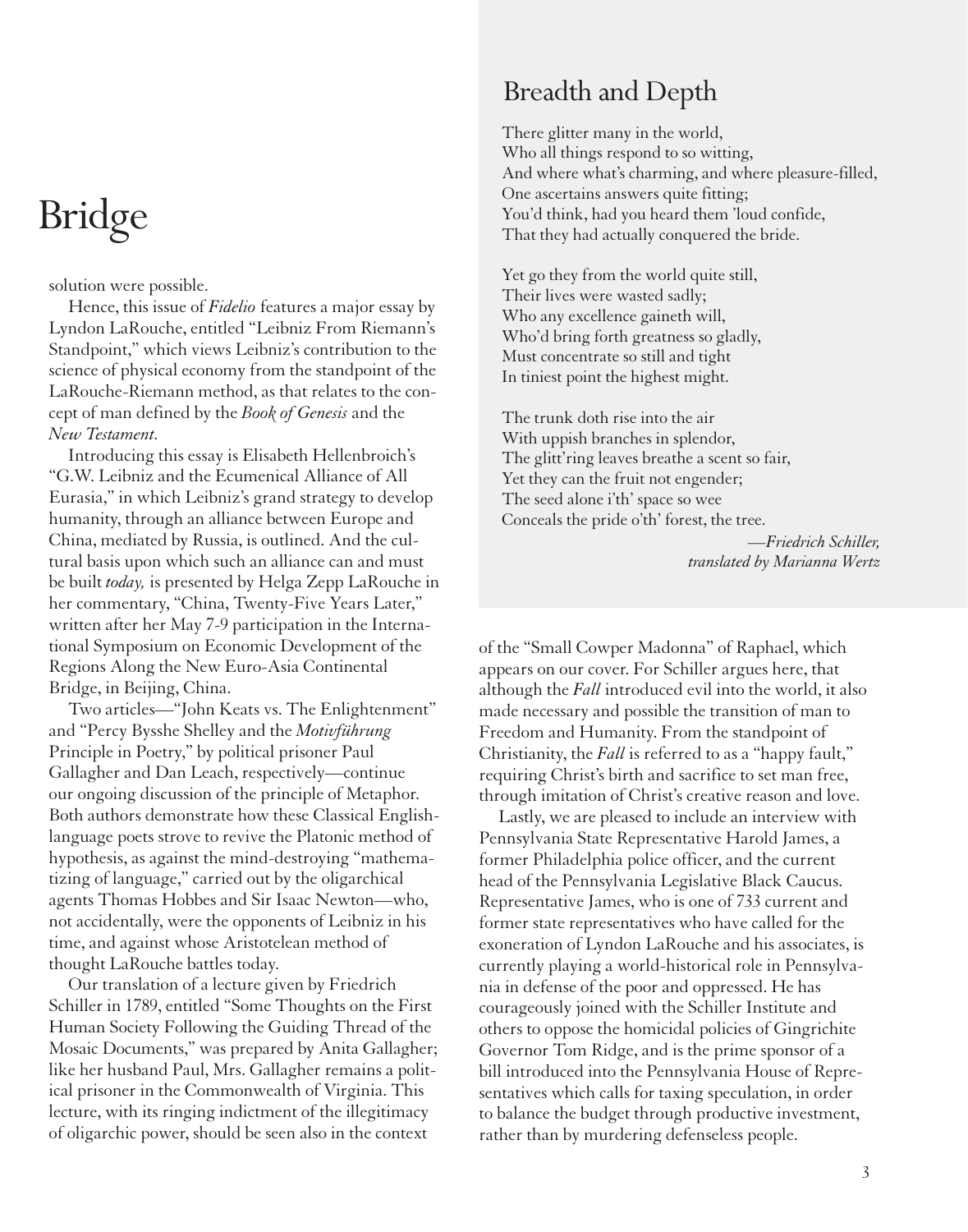# Bridge

solution were possible.

Hence, this issue of *Fidelio* features a major essay by Lyndon LaRouche, entitled "Leibniz From Riemann's Standpoint," which views Leibniz's contribution to the science of physical economy from the standpoint of the LaRouche-Riemann method, as that relates to the concept of man defined by the *Book of Genesis* and the *New Testament.*

Introducing this essay is Elisabeth Hellenbroich's "G.W. Leibniz and the Ecumenical Alliance of All Eurasia," in which Leibniz's grand strategy to develop humanity, through an alliance between Europe and China, mediated by Russia, is outlined. And the cultural basis upon which such an alliance can and must be built *today,* is presented by Helga Zepp LaRouche in her commentary, "China, Twenty-Five Years Later," written after her May 7-9 participation in the International Symposium on Economic Development of the Regions Along the New Euro-Asia Continental Bridge, in Beijing, China.

Two articles—"John Keats vs. The Enlightenment" and "Percy Bysshe Shelley and the *Motivführung* Principle in Poetry," by political prisoner Paul Gallagher and Dan Leach, respectively—continue our ongoing discussion of the principle of Metaphor. Both authors demonstrate how these Classical English-language poets strove to revive the Platonic method of hypothesis, as against the mind-destroying "mathematizing of language," carried out by the oligarchical agents Thomas Hobbes and Sir Isaac Newton—who, not accidentally, were the opponents of Leibniz in his time, and against whose Aristotelean method of thought LaRouche battles today.

Our translation of a lecture given by Friedrich Schiller in 1789, entitled "Some Thoughts on the First Human Society Following the Guiding Thread of the Mosaic Documents," was prepared by Anita Gallagher; like her husband Paul, Mrs. Gallagher remains a political prisoner in the Commonwealth of Virginia. This lecture, with its ringing indictment of the illegitimacy of oligarchic power, should be seen also in the context

## Breadth and Depth

There glitter many in the world,
Who all things respond to so witting,
And where what's charming, and where pleasure-filled,
One ascertains answers quite fitting;
You'd think, had you heard them 'loud confide,
That they had actually conquered the bride.

Yet go they from the world quite still,
Their lives were wasted sadly;
Who any excellence gaineth will,
Who'd bring forth greatness so gladly,
Must concentrate so still and tight
In tiniest point the highest might.

The trunk doth rise into the air
With uppish branches in splendor,
The glitt'ring leaves breathe a scent so fair,
Yet they can the fruit not engender;
The seed alone i'th' space so wee
Conceals the pride o'th' forest, the tree.

—*Friedrich Schiller, translated by Marianna Wertz*

of the "Small Cowper Madonna" of Raphael, which appears on our cover. For Schiller argues here, that although the *Fall* introduced evil into the world, it also made necessary and possible the transition of man to Freedom and Humanity. From the standpoint of Christianity, the *Fall* is referred to as a "happy fault," requiring Christ's birth and sacrifice to set man free, through imitation of Christ's creative reason and love.

Lastly, we are pleased to include an interview with Pennsylvania State Representative Harold James, a former Philadelphia police officer, and the current head of the Pennsylvania Legislative Black Caucus. Representative James, who is one of 733 current and former state representatives who have called for the exoneration of Lyndon LaRouche and his associates, is currently playing a world-historical role in Pennsylvania in defense of the poor and oppressed. He has courageously joined with the Schiller Institute and others to oppose the homicidal policies of Gingrichite Governor Tom Ridge, and is the prime sponsor of a bill introduced into the Pennsylvania House of Representatives which calls for taxing speculation, in order to balance the budget through productive investment, rather than by murdering defenseless people.